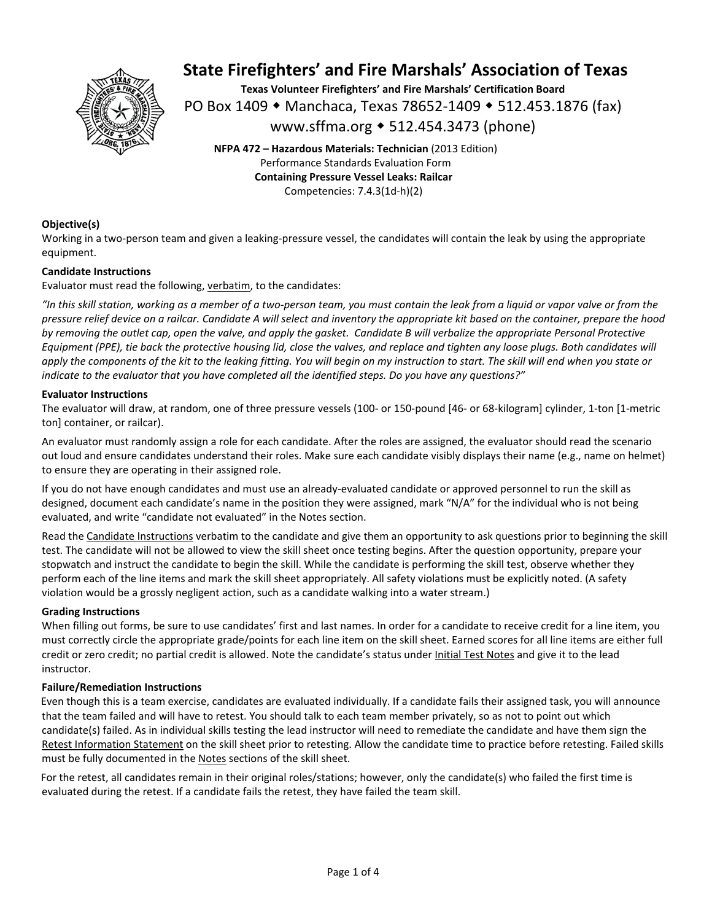# State Firefighters' and Fire Marshals' Association of Texas

**Texas Volunteer Firefighters' and Fire Marshals' Certification Board**

PO Box 1409 ◆ Manchaca, Texas 78652-1409 ◆ 512.453.1876 (fax)

www.sffma.org ◆ 512.454.3473 (phone)

**NFPA 472 – Hazardous Materials: Technician** (2013 Edition)
Performance Standards Evaluation Form
**Containing Pressure Vessel Leaks: Railcar**
Competencies: 7.4.3(1d-h)(2)

**Objective(s)**

Working in a two-person team and given a leaking-pressure vessel, the candidates will contain the leak by using the appropriate equipment.

**Candidate Instructions**

Evaluator must read the following, verbatim, to the candidates:

*"In this skill station, working as a member of a two-person team, you must contain the leak from a liquid or vapor valve or from the pressure relief device on a railcar. Candidate A will select and inventory the appropriate kit based on the container, prepare the hood by removing the outlet cap, open the valve, and apply the gasket. Candidate B will verbalize the appropriate Personal Protective Equipment (PPE), tie back the protective housing lid, close the valves, and replace and tighten any loose plugs. Both candidates will apply the components of the kit to the leaking fitting. You will begin on my instruction to start. The skill will end when you state or indicate to the evaluator that you have completed all the identified steps. Do you have any questions?"*

**Evaluator Instructions**

The evaluator will draw, at random, one of three pressure vessels (100- or 150-pound [46- or 68-kilogram] cylinder, 1-ton [1-metric ton] container, or railcar).

An evaluator must randomly assign a role for each candidate. After the roles are assigned, the evaluator should read the scenario out loud and ensure candidates understand their roles. Make sure each candidate visibly displays their name (e.g., name on helmet) to ensure they are operating in their assigned role.

If you do not have enough candidates and must use an already-evaluated candidate or approved personnel to run the skill as designed, document each candidate's name in the position they were assigned, mark "N/A" for the individual who is not being evaluated, and write "candidate not evaluated" in the Notes section.

Read the Candidate Instructions verbatim to the candidate and give them an opportunity to ask questions prior to beginning the skill test. The candidate will not be allowed to view the skill sheet once testing begins. After the question opportunity, prepare your stopwatch and instruct the candidate to begin the skill. While the candidate is performing the skill test, observe whether they perform each of the line items and mark the skill sheet appropriately. All safety violations must be explicitly noted. (A safety violation would be a grossly negligent action, such as a candidate walking into a water stream.)

**Grading Instructions**

When filling out forms, be sure to use candidates' first and last names. In order for a candidate to receive credit for a line item, you must correctly circle the appropriate grade/points for each line item on the skill sheet. Earned scores for all line items are either full credit or zero credit; no partial credit is allowed. Note the candidate's status under Initial Test Notes and give it to the lead instructor.

**Failure/Remediation Instructions**

Even though this is a team exercise, candidates are evaluated individually. If a candidate fails their assigned task, you will announce that the team failed and will have to retest. You should talk to each team member privately, so as not to point out which candidate(s) failed. As in individual skills testing the lead instructor will need to remediate the candidate and have them sign the Retest Information Statement on the skill sheet prior to retesting. Allow the candidate time to practice before retesting. Failed skills must be fully documented in the Notes sections of the skill sheet.

For the retest, all candidates remain in their original roles/stations; however, only the candidate(s) who failed the first time is evaluated during the retest. If a candidate fails the retest, they have failed the team skill.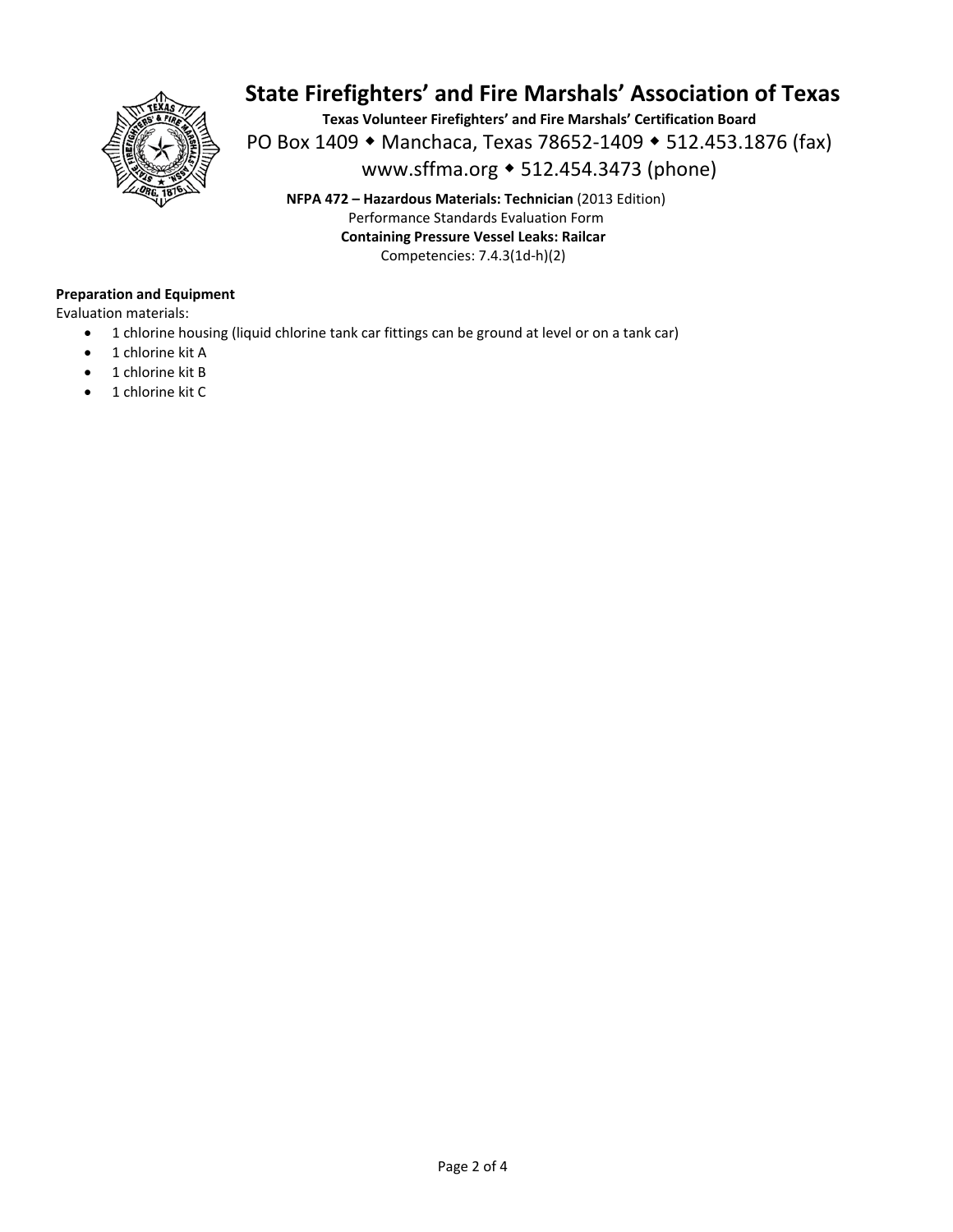# State Firefighters' and Fire Marshals' Association of Texas

**Texas Volunteer Firefighters' and Fire Marshals' Certification Board**

PO Box 1409 ◆ Manchaca, Texas 78652-1409 ◆ 512.453.1876 (fax)

www.sffma.org ◆ 512.454.3473 (phone)

**NFPA 472 – Hazardous Materials: Technician** (2013 Edition)

Performance Standards Evaluation Form

**Containing Pressure Vessel Leaks: Railcar**

Competencies: 7.4.3(1d-h)(2)

**Preparation and Equipment**

Evaluation materials:

- 1 chlorine housing (liquid chlorine tank car fittings can be ground at level or on a tank car)
- 1 chlorine kit A
- 1 chlorine kit B
- 1 chlorine kit C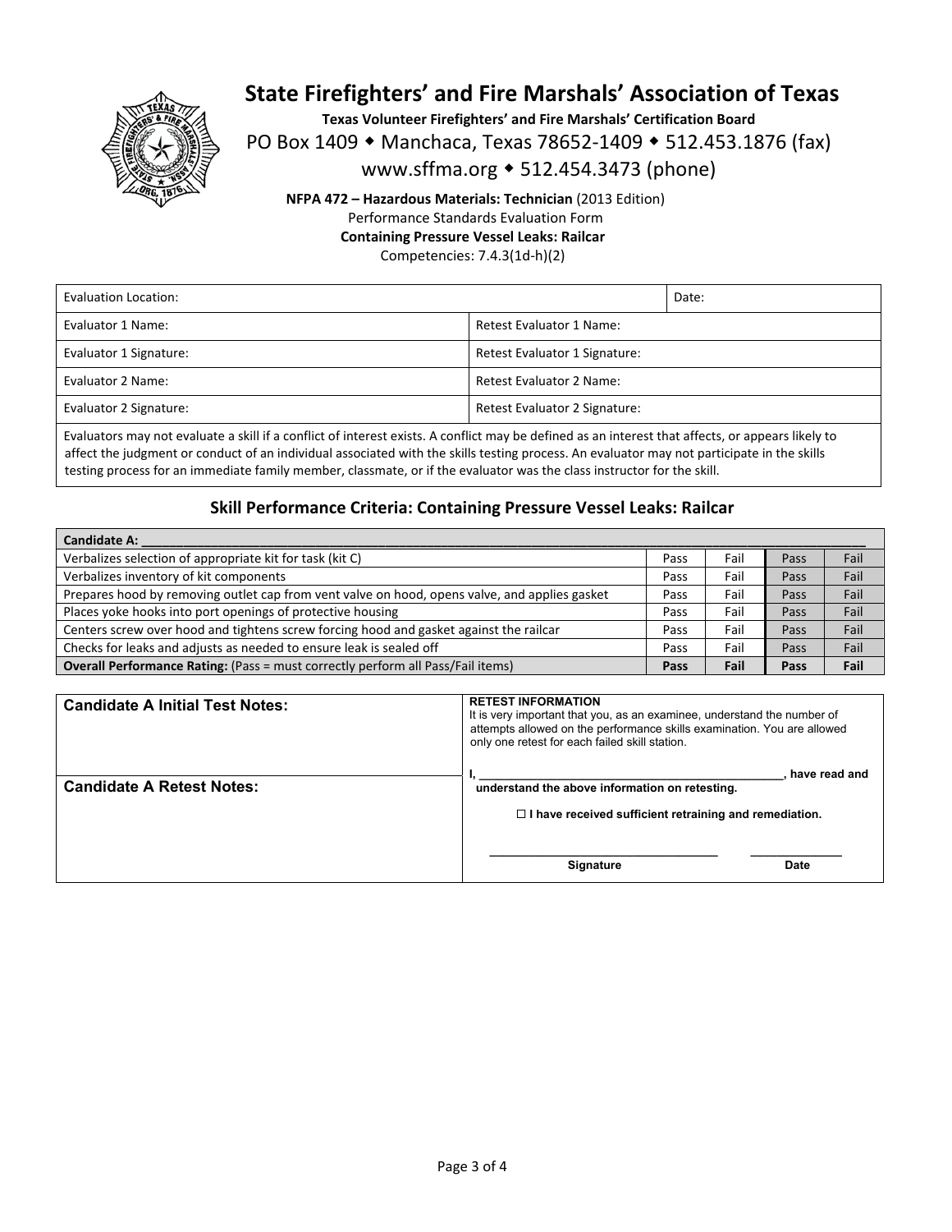# State Firefighters' and Fire Marshals' Association of Texas

**Texas Volunteer Firefighters' and Fire Marshals' Certification Board**

PO Box 1409 ◆ Manchaca, Texas 78652-1409 ◆ 512.453.1876 (fax)

www.sffma.org ◆ 512.454.3473 (phone)

**NFPA 472 – Hazardous Materials: Technician** (2013 Edition)

Performance Standards Evaluation Form

**Containing Pressure Vessel Leaks: Railcar**

Competencies: 7.4.3(1d-h)(2)

| Evaluation Location: | | Date: |
|---|---|---|
| Evaluator 1 Name: | Retest Evaluator 1 Name: | |
| Evaluator 1 Signature: | Retest Evaluator 1 Signature: | |
| Evaluator 2 Name: | Retest Evaluator 2 Name: | |
| Evaluator 2 Signature: | Retest Evaluator 2 Signature: | |

Evaluators may not evaluate a skill if a conflict of interest exists. A conflict may be defined as an interest that affects, or appears likely to affect the judgment or conduct of an individual associated with the skills testing process. An evaluator may not participate in the skills testing process for an immediate family member, classmate, or if the evaluator was the class instructor for the skill.

## Skill Performance Criteria: Containing Pressure Vessel Leaks: Railcar

| Candidate A: ________________ | | | | |
|---|---|---|---|---|
| Verbalizes selection of appropriate kit for task (kit C) | Pass | Fail | Pass | Fail |
| Verbalizes inventory of kit components | Pass | Fail | Pass | Fail |
| Prepares hood by removing outlet cap from vent valve on hood, opens valve, and applies gasket | Pass | Fail | Pass | Fail |
| Places yoke hooks into port openings of protective housing | Pass | Fail | Pass | Fail |
| Centers screw over hood and tightens screw forcing hood and gasket against the railcar | Pass | Fail | Pass | Fail |
| Checks for leaks and adjusts as needed to ensure leak is sealed off | Pass | Fail | Pass | Fail |
| **Overall Performance Rating:** (Pass = must correctly perform all Pass/Fail items) | **Pass** | **Fail** | **Pass** | **Fail** |

| **Candidate A Initial Test Notes:** | **RETEST INFORMATION** It is very important that you, as an examinee, understand the number of attempts allowed on the performance skills examination. You are allowed only one retest for each failed skill station. |
|---|---|
| **Candidate A Retest Notes:** | **I, ________________, have read and understand the above information on retesting.** ☐ **I have received sufficient retraining and remediation.** ________________ **Signature** ________ **Date** |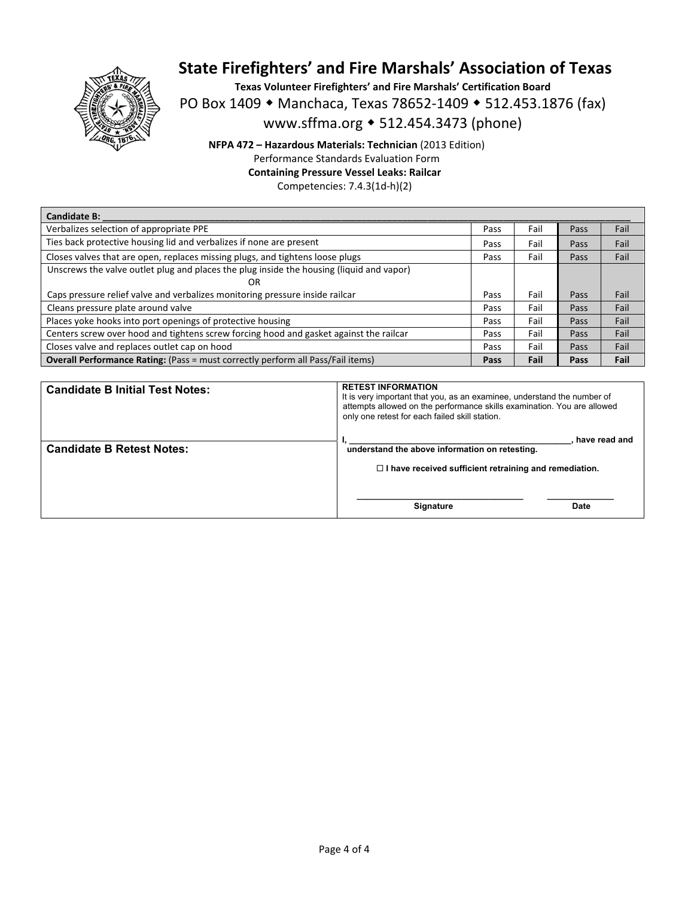# State Firefighters' and Fire Marshals' Association of Texas

**Texas Volunteer Firefighters' and Fire Marshals' Certification Board**

PO Box 1409 ◆ Manchaca, Texas 78652-1409 ◆ 512.453.1876 (fax)

www.sffma.org ◆ 512.454.3473 (phone)

**NFPA 472 – Hazardous Materials: Technician** (2013 Edition)

Performance Standards Evaluation Form

**Containing Pressure Vessel Leaks: Railcar**

Competencies: 7.4.3(1d-h)(2)

| **Candidate B:** ____________________ | | | | |
|---|---|---|---|---|
| Verbalizes selection of appropriate PPE | Pass | Fail | Pass | Fail |
| Ties back protective housing lid and verbalizes if none are present | Pass | Fail | Pass | Fail |
| Closes valves that are open, replaces missing plugs, and tightens loose plugs | Pass | Fail | Pass | Fail |
| Unscrews the valve outlet plug and places the plug inside the housing (liquid and vapor) OR Caps pressure relief valve and verbalizes monitoring pressure inside railcar | Pass | Fail | Pass | Fail |
| Cleans pressure plate around valve | Pass | Fail | Pass | Fail |
| Places yoke hooks into port openings of protective housing | Pass | Fail | Pass | Fail |
| Centers screw over hood and tightens screw forcing hood and gasket against the railcar | Pass | Fail | Pass | Fail |
| Closes valve and replaces outlet cap on hood | Pass | Fail | Pass | Fail |
| **Overall Performance Rating:** (Pass = must correctly perform all Pass/Fail items) | **Pass** | **Fail** | **Pass** | **Fail** |

**Candidate B Initial Test Notes:**

**Candidate B Retest Notes:**

**RETEST INFORMATION**

It is very important that you, as an examinee, understand the number of attempts allowed on the performance skills examination. You are allowed only one retest for each failed skill station.

**I, ______________________________________________, have read and understand the above information on retesting.**

☐ **I have received sufficient retraining and remediation.**

**Signature** ______________________ **Date** ______________